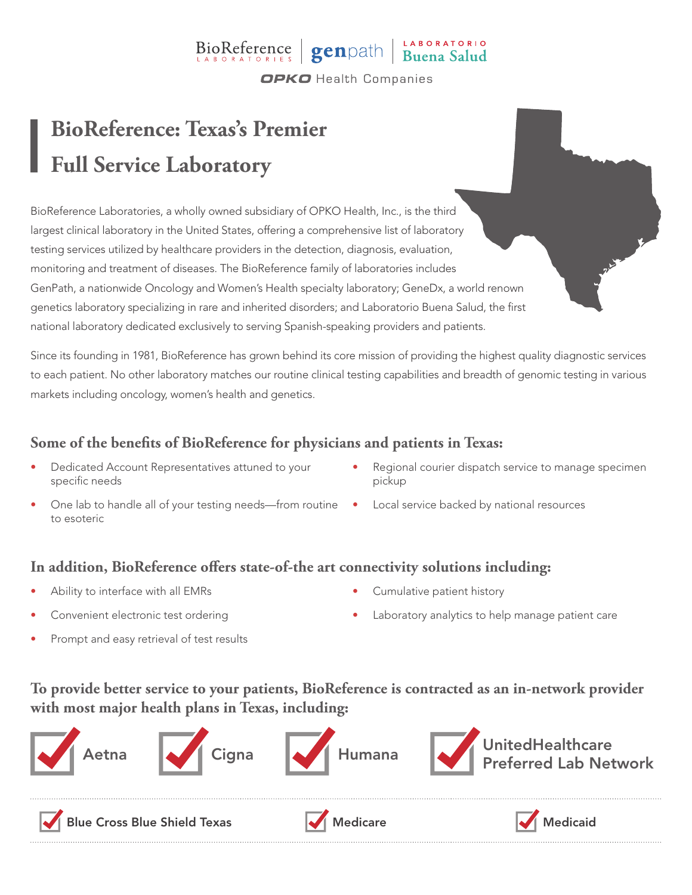BioReference LABORATORIES | genpath | LABORATORIO Buena Salud

OPKO Health Companies

# BioReference: Texas's Premier Full Service Laboratory

BioReference Laboratories, a wholly owned subsidiary of OPKO Health, Inc., is the third largest clinical laboratory in the United States, offering a comprehensive list of laboratory testing services utilized by healthcare providers in the detection, diagnosis, evaluation, monitoring and treatment of diseases. The BioReference family of laboratories includes GenPath, a nationwide Oncology and Women's Health specialty laboratory; GeneDx, a world renown genetics laboratory specializing in rare and inherited disorders; and Laboratorio Buena Salud, the first national laboratory dedicated exclusively to serving Spanish-speaking providers and patients.

Since its founding in 1981, BioReference has grown behind its core mission of providing the highest quality diagnostic services to each patient. No other laboratory matches our routine clinical testing capabilities and breadth of genomic testing in various markets including oncology, women's health and genetics.

## Some of the benefits of BioReference for physicians and patients in Texas:

- Dedicated Account Representatives attuned to your specific needs
- One lab to handle all of your testing needs—from routine to esoteric
- Regional courier dispatch service to manage specimen pickup
- Local service backed by national resources

## In addition, BioReference offers state-of-the art connectivity solutions including:

- Ability to interface with all EMRs
- Convenient electronic test ordering
- Prompt and easy retrieval of test results
- Cumulative patient history
- Laboratory analytics to help manage patient care

## To provide better service to your patients, BioReference is contracted as an in-network provider with most major health plans in Texas, including:

- ✔ Aetna
- ✔ Cigna
- ✔ Humana
- ✔ UnitedHealthcare Preferred Lab Network
- ✔ Blue Cross Blue Shield Texas
- ✔ Medicare
- ✔ Medicaid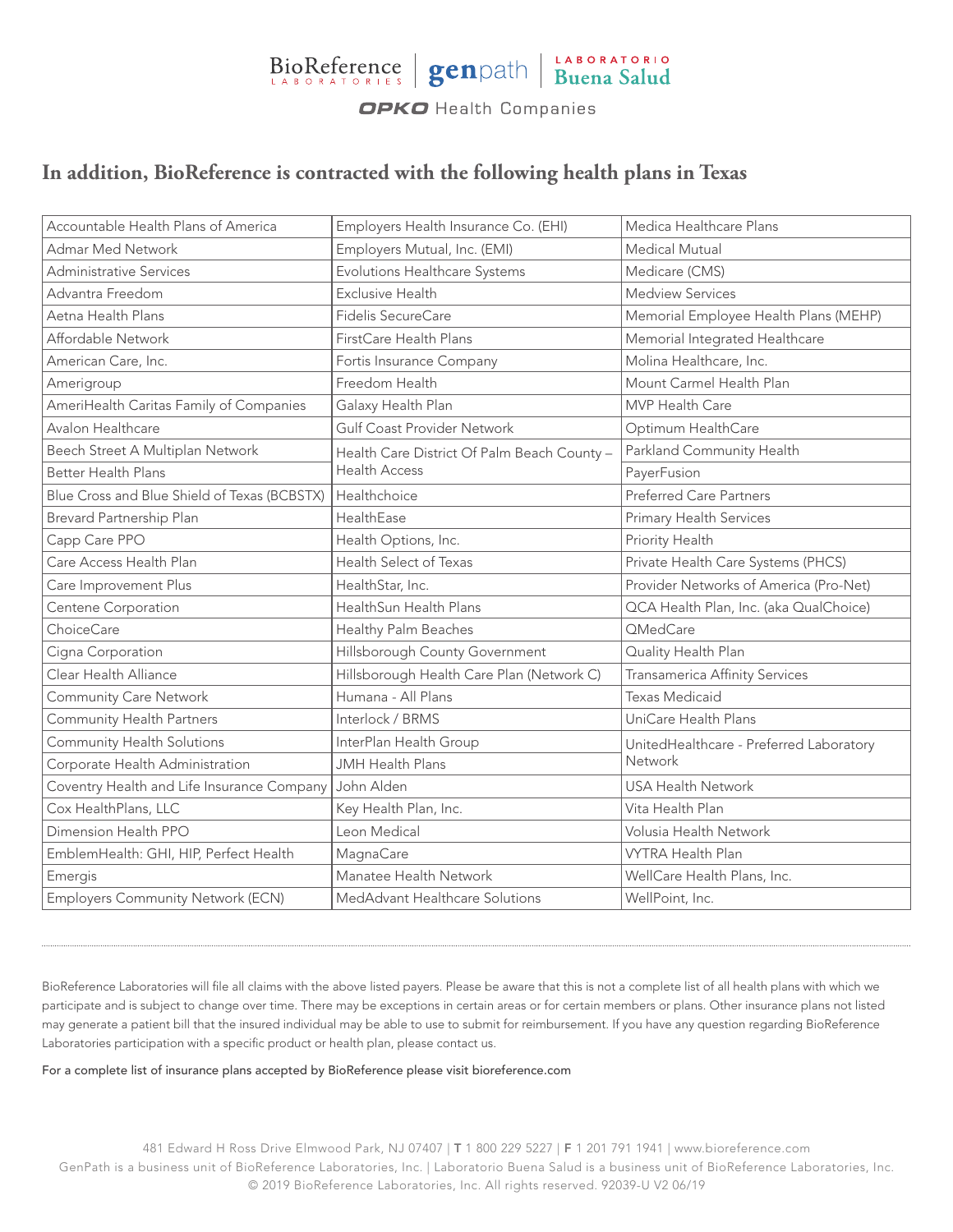BioReference LABORATORIES | genpath | LABORATORIO Buena Salud

OPKO Health Companies

## In addition, BioReference is contracted with the following health plans in Texas

| | | |
|---|---|---|
| Accountable Health Plans of America | Employers Health Insurance Co. (EHI) | Medica Healthcare Plans |
| Admar Med Network | Employers Mutual, Inc. (EMI) | Medical Mutual |
| Administrative Services | Evolutions Healthcare Systems | Medicare (CMS) |
| Advantra Freedom | Exclusive Health | Medview Services |
| Aetna Health Plans | Fidelis SecureCare | Memorial Employee Health Plans (MEHP) |
| Affordable Network | FirstCare Health Plans | Memorial Integrated Healthcare |
| American Care, Inc. | Fortis Insurance Company | Molina Healthcare, Inc. |
| Amerigroup | Freedom Health | Mount Carmel Health Plan |
| AmeriHealth Caritas Family of Companies | Galaxy Health Plan | MVP Health Care |
| Avalon Healthcare | Gulf Coast Provider Network | Optimum HealthCare |
| Beech Street A Multiplan Network | Health Care District Of Palm Beach County – Health Access | Parkland Community Health |
| Better Health Plans | | PayerFusion |
| Blue Cross and Blue Shield of Texas (BCBSTX) | Healthchoice | Preferred Care Partners |
| Brevard Partnership Plan | HealthEase | Primary Health Services |
| Capp Care PPO | Health Options, Inc. | Priority Health |
| Care Access Health Plan | Health Select of Texas | Private Health Care Systems (PHCS) |
| Care Improvement Plus | HealthStar, Inc. | Provider Networks of America (Pro-Net) |
| Centene Corporation | HealthSun Health Plans | QCA Health Plan, Inc. (aka QualChoice) |
| ChoiceCare | Healthy Palm Beaches | QMedCare |
| Cigna Corporation | Hillsborough County Government | Quality Health Plan |
| Clear Health Alliance | Hillsborough Health Care Plan (Network C) | Transamerica Affinity Services |
| Community Care Network | Humana - All Plans | Texas Medicaid |
| Community Health Partners | Interlock / BRMS | UniCare Health Plans |
| Community Health Solutions | InterPlan Health Group | UnitedHealthcare - Preferred Laboratory Network |
| Corporate Health Administration | JMH Health Plans | |
| Coventry Health and Life Insurance Company | John Alden | USA Health Network |
| Cox HealthPlans, LLC | Key Health Plan, Inc. | Vita Health Plan |
| Dimension Health PPO | Leon Medical | Volusia Health Network |
| EmblemHealth: GHI, HIP, Perfect Health | MagnaCare | VYTRA Health Plan |
| Emergis | Manatee Health Network | WellCare Health Plans, Inc. |
| Employers Community Network (ECN) | MedAdvant Healthcare Solutions | WellPoint, Inc. |

BioReference Laboratories will file all claims with the above listed payers. Please be aware that this is not a complete list of all health plans with which we participate and is subject to change over time. There may be exceptions in certain areas or for certain members or plans. Other insurance plans not listed may generate a patient bill that the insured individual may be able to use to submit for reimbursement. If you have any question regarding BioReference Laboratories participation with a specific product or health plan, please contact us.

For a complete list of insurance plans accepted by BioReference please visit bioreference.com

481 Edward H Ross Drive Elmwood Park, NJ 07407 | **T** 1 800 229 5227 | **F** 1 201 791 1941 | www.bioreference.com

GenPath is a business unit of BioReference Laboratories, Inc. | Laboratorio Buena Salud is a business unit of BioReference Laboratories, Inc.

© 2019 BioReference Laboratories, Inc. All rights reserved. 92039-U V2 06/19